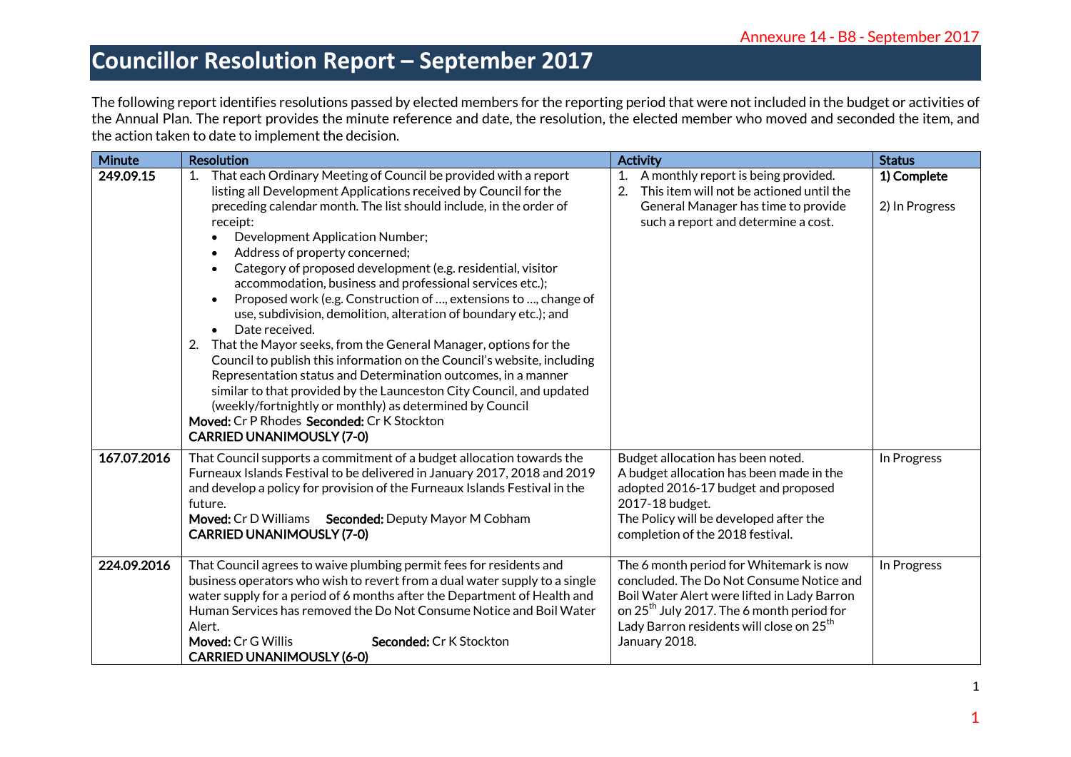Annexure 14 - B8 - September 2017

# Councillor Resolution Report – September 2017

The following report identifies resolutions passed by elected members for the reporting period that were not included in the budget or activities of the Annual Plan. The report provides the minute reference and date, the resolution, the elected member who moved and seconded the item, and the action taken to date to implement the decision.

| Minute | Resolution | Activity | Status |
|---|---|---|---|
| 249.09.15 | 1. That each Ordinary Meeting of Council be provided with a report listing all Development Applications received by Council for the preceding calendar month. The list should include, in the order of receipt:<br>• Development Application Number;<br>• Address of property concerned;<br>• Category of proposed development (e.g. residential, visitor accommodation, business and professional services etc.);<br>• Proposed work (e.g. Construction of …, extensions to …, change of use, subdivision, demolition, alteration of boundary etc.); and<br>• Date received.<br>2. That the Mayor seeks, from the General Manager, options for the Council to publish this information on the Council's website, including Representation status and Determination outcomes, in a manner similar to that provided by the Launceston City Council, and updated (weekly/fortnightly or monthly) as determined by Council<br>**Moved:** Cr P Rhodes **Seconded:** Cr K Stockton<br>**CARRIED UNANIMOUSLY (7-0)** | 1. A monthly report is being provided.<br>2. This item will not be actioned until the General Manager has time to provide such a report and determine a cost. | **1) Complete**<br><br>2) In Progress |
| 167.07.2016 | That Council supports a commitment of a budget allocation towards the Furneaux Islands Festival to be delivered in January 2017, 2018 and 2019 and develop a policy for provision of the Furneaux Islands Festival in the future.<br>**Moved:** Cr D Williams **Seconded:** Deputy Mayor M Cobham<br>**CARRIED UNANIMOUSLY (7-0)** | Budget allocation has been noted.<br>A budget allocation has been made in the adopted 2016-17 budget and proposed 2017-18 budget.<br>The Policy will be developed after the completion of the 2018 festival. | In Progress |
| 224.09.2016 | That Council agrees to waive plumbing permit fees for residents and business operators who wish to revert from a dual water supply to a single water supply for a period of 6 months after the Department of Health and Human Services has removed the Do Not Consume Notice and Boil Water Alert.<br>**Moved:** Cr G Willis **Seconded:** Cr K Stockton<br>**CARRIED UNANIMOUSLY (6-0)** | The 6 month period for Whitemark is now concluded. The Do Not Consume Notice and Boil Water Alert were lifted in Lady Barron on 25th July 2017. The 6 month period for Lady Barron residents will close on 25th January 2018. | In Progress |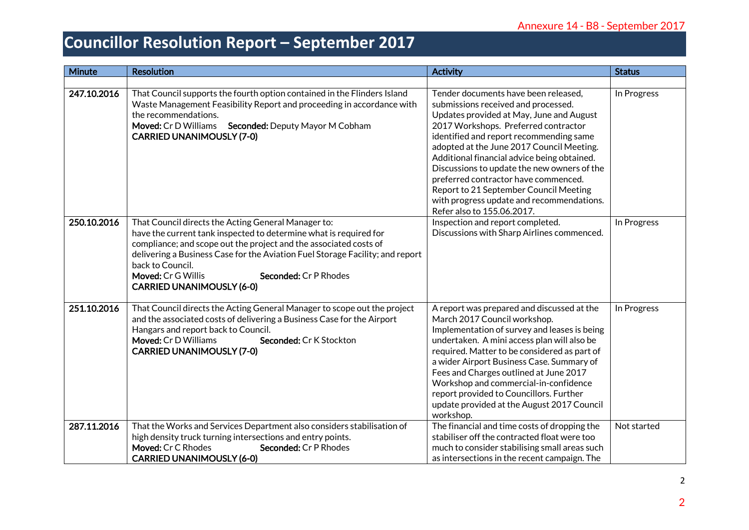# Councillor Resolution Report – September 2017

| Minute | Resolution | Activity | Status |
|---|---|---|---|
| | | | |
| **247.10.2016** | That Council supports the fourth option contained in the Flinders Island Waste Management Feasibility Report and proceeding in accordance with the recommendations.<br>**Moved:** Cr D Williams **Seconded:** Deputy Mayor M Cobham<br>**CARRIED UNANIMOUSLY (7-0)** | Tender documents have been released, submissions received and processed. Updates provided at May, June and August 2017 Workshops. Preferred contractor identified and report recommending same adopted at the June 2017 Council Meeting. Additional financial advice being obtained. Discussions to update the new owners of the preferred contractor have commenced. Report to 21 September Council Meeting with progress update and recommendations. Refer also to 155.06.2017. | In Progress |
| **250.10.2016** | That Council directs the Acting General Manager to:<br>have the current tank inspected to determine what is required for compliance; and scope out the project and the associated costs of delivering a Business Case for the Aviation Fuel Storage Facility; and report back to Council.<br>**Moved:** Cr G Willis **Seconded:** Cr P Rhodes<br>**CARRIED UNANIMOUSLY (6-0)** | Inspection and report completed. Discussions with Sharp Airlines commenced. | In Progress |
| **251.10.2016** | That Council directs the Acting General Manager to scope out the project and the associated costs of delivering a Business Case for the Airport Hangars and report back to Council.<br>**Moved:** Cr D Williams **Seconded:** Cr K Stockton<br>**CARRIED UNANIMOUSLY (7-0)** | A report was prepared and discussed at the March 2017 Council workshop. Implementation of survey and leases is being undertaken. A mini access plan will also be required. Matter to be considered as part of a wider Airport Business Case. Summary of Fees and Charges outlined at June 2017 Workshop and commercial-in-confidence report provided to Councillors. Further update provided at the August 2017 Council workshop. | In Progress |
| **287.11.2016** | That the Works and Services Department also considers stabilisation of high density truck turning intersections and entry points.<br>**Moved:** Cr C Rhodes **Seconded:** Cr P Rhodes<br>**CARRIED UNANIMOUSLY (6-0)** | The financial and time costs of dropping the stabiliser off the contracted float were too much to consider stabilising small areas such as intersections in the recent campaign. The | Not started |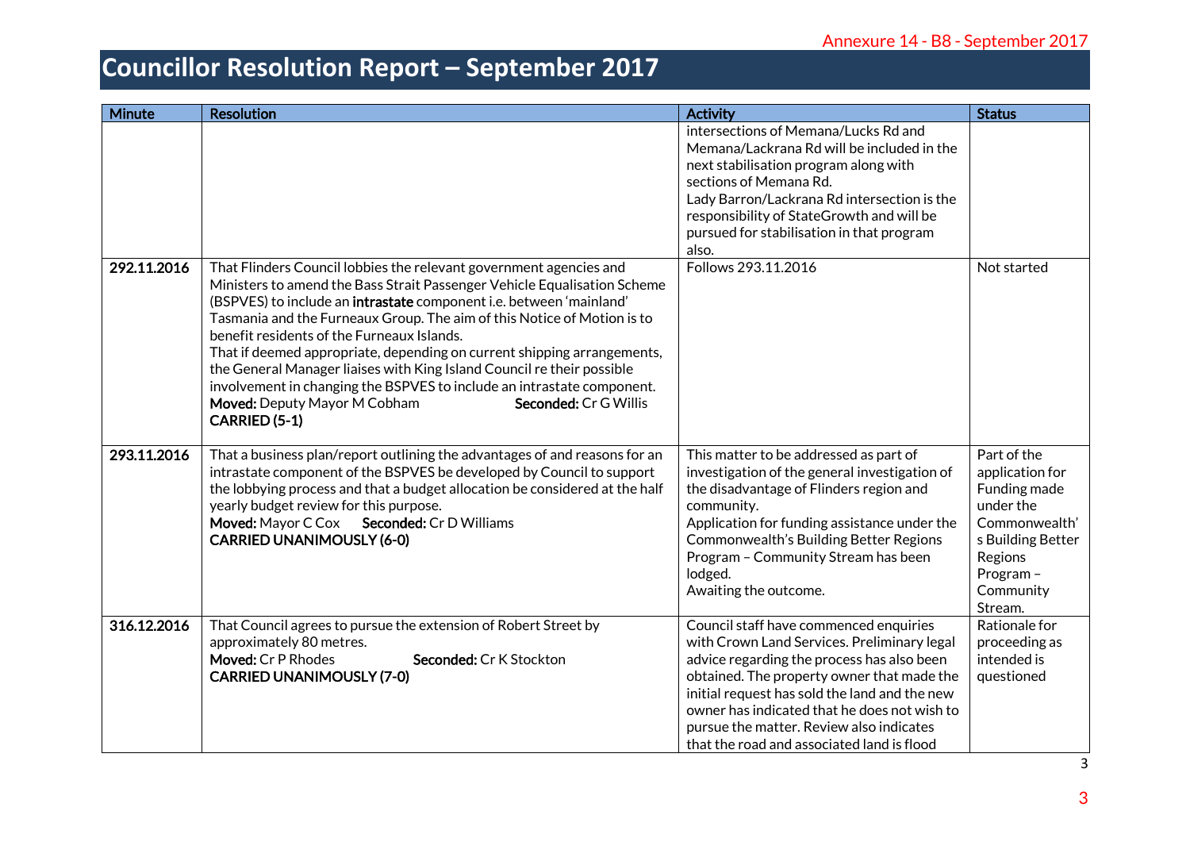# Councillor Resolution Report – September 2017

| Minute | Resolution | Activity | Status |
|---|---|---|---|
| | | intersections of Memana/Lucks Rd and Memana/Lackrana Rd will be included in the next stabilisation program along with sections of Memana Rd.<br>Lady Barron/Lackrana Rd intersection is the responsibility of StateGrowth and will be pursued for stabilisation in that program also. | |
| 292.11.2016 | That Flinders Council lobbies the relevant government agencies and Ministers to amend the Bass Strait Passenger Vehicle Equalisation Scheme (BSPVES) to include an **intrastate** component i.e. between 'mainland' Tasmania and the Furneaux Group. The aim of this Notice of Motion is to benefit residents of the Furneaux Islands.<br>That if deemed appropriate, depending on current shipping arrangements, the General Manager liaises with King Island Council re their possible involvement in changing the BSPVES to include an intrastate component.<br>**Moved:** Deputy Mayor M Cobham **Seconded:** Cr G Willis<br>**CARRIED (5-1)** | Follows 293.11.2016 | Not started |
| 293.11.2016 | That a business plan/report outlining the advantages of and reasons for an intrastate component of the BSPVES be developed by Council to support the lobbying process and that a budget allocation be considered at the half yearly budget review for this purpose.<br>**Moved:** Mayor C Cox **Seconded:** Cr D Williams<br>**CARRIED UNANIMOUSLY (6-0)** | This matter to be addressed as part of investigation of the general investigation of the disadvantage of Flinders region and community.<br>Application for funding assistance under the Commonwealth's Building Better Regions Program – Community Stream has been lodged.<br>Awaiting the outcome. | Part of the application for Funding made under the Commonwealth's Building Better Regions Program – Community Stream. |
| 316.12.2016 | That Council agrees to pursue the extension of Robert Street by approximately 80 metres.<br>**Moved:** Cr P Rhodes **Seconded:** Cr K Stockton<br>**CARRIED UNANIMOUSLY (7-0)** | Council staff have commenced enquiries with Crown Land Services. Preliminary legal advice regarding the process has also been obtained. The property owner that made the initial request has sold the land and the new owner has indicated that he does not wish to pursue the matter. Review also indicates that the road and associated land is flood | Rationale for proceeding as intended is questioned |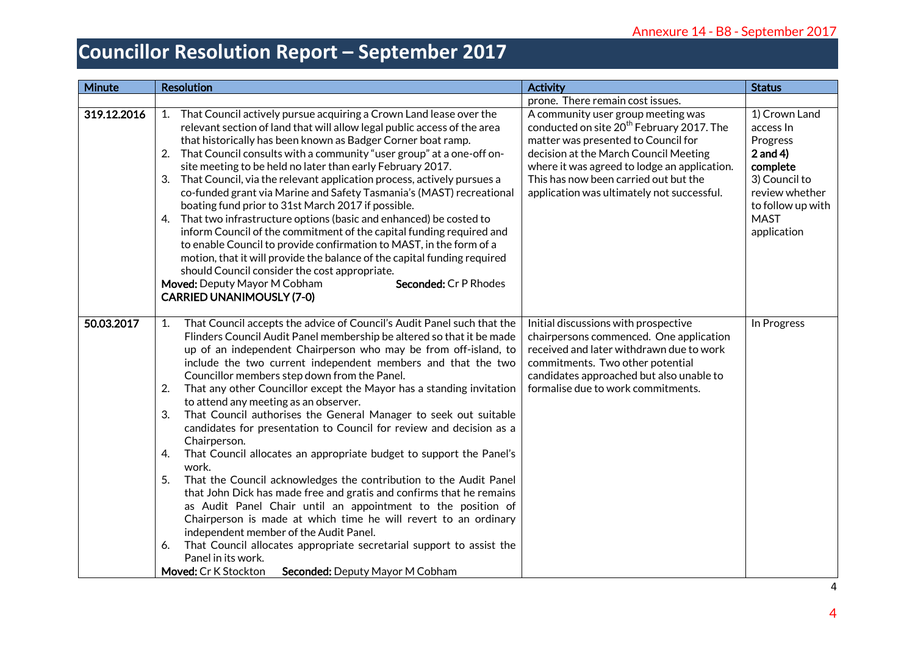# Councillor Resolution Report – September 2017

| Minute | Resolution | Activity | Status |
|---|---|---|---|
| | | prone. There remain cost issues. | |
| 319.12.2016 | 1. That Council actively pursue acquiring a Crown Land lease over the relevant section of land that will allow legal public access of the area that historically has been known as Badger Corner boat ramp.<br>2. That Council consults with a community "user group" at a one-off on-site meeting to be held no later than early February 2017.<br>3. That Council, via the relevant application process, actively pursues a co-funded grant via Marine and Safety Tasmania's (MAST) recreational boating fund prior to 31st March 2017 if possible.<br>4. That two infrastructure options (basic and enhanced) be costed to inform Council of the commitment of the capital funding required and to enable Council to provide confirmation to MAST, in the form of a motion, that it will provide the balance of the capital funding required should Council consider the cost appropriate.<br>**Moved:** Deputy Mayor M Cobham **Seconded:** Cr P Rhodes<br>**CARRIED UNANIMOUSLY (7-0)** | A community user group meeting was conducted on site 20th February 2017. The matter was presented to Council for decision at the March Council Meeting where it was agreed to lodge an application. This has now been carried out but the application was ultimately not successful. | 1) Crown Land access In Progress<br>**2 and 4) complete**<br>3) Council to review whether to follow up with MAST application |
| 50.03.2017 | 1. That Council accepts the advice of Council's Audit Panel such that the Flinders Council Audit Panel membership be altered so that it be made up of an independent Chairperson who may be from off-island, to include the two current independent members and that the two Councillor members step down from the Panel.<br>2. That any other Councillor except the Mayor has a standing invitation to attend any meeting as an observer.<br>3. That Council authorises the General Manager to seek out suitable candidates for presentation to Council for review and decision as a Chairperson.<br>4. That Council allocates an appropriate budget to support the Panel's work.<br>5. That the Council acknowledges the contribution to the Audit Panel that John Dick has made free and gratis and confirms that he remains as Audit Panel Chair until an appointment to the position of Chairperson is made at which time he will revert to an ordinary independent member of the Audit Panel.<br>6. That Council allocates appropriate secretarial support to assist the Panel in its work.<br>**Moved:** Cr K Stockton **Seconded:** Deputy Mayor M Cobham | Initial discussions with prospective chairpersons commenced. One application received and later withdrawn due to work commitments. Two other potential candidates approached but also unable to formalise due to work commitments. | In Progress |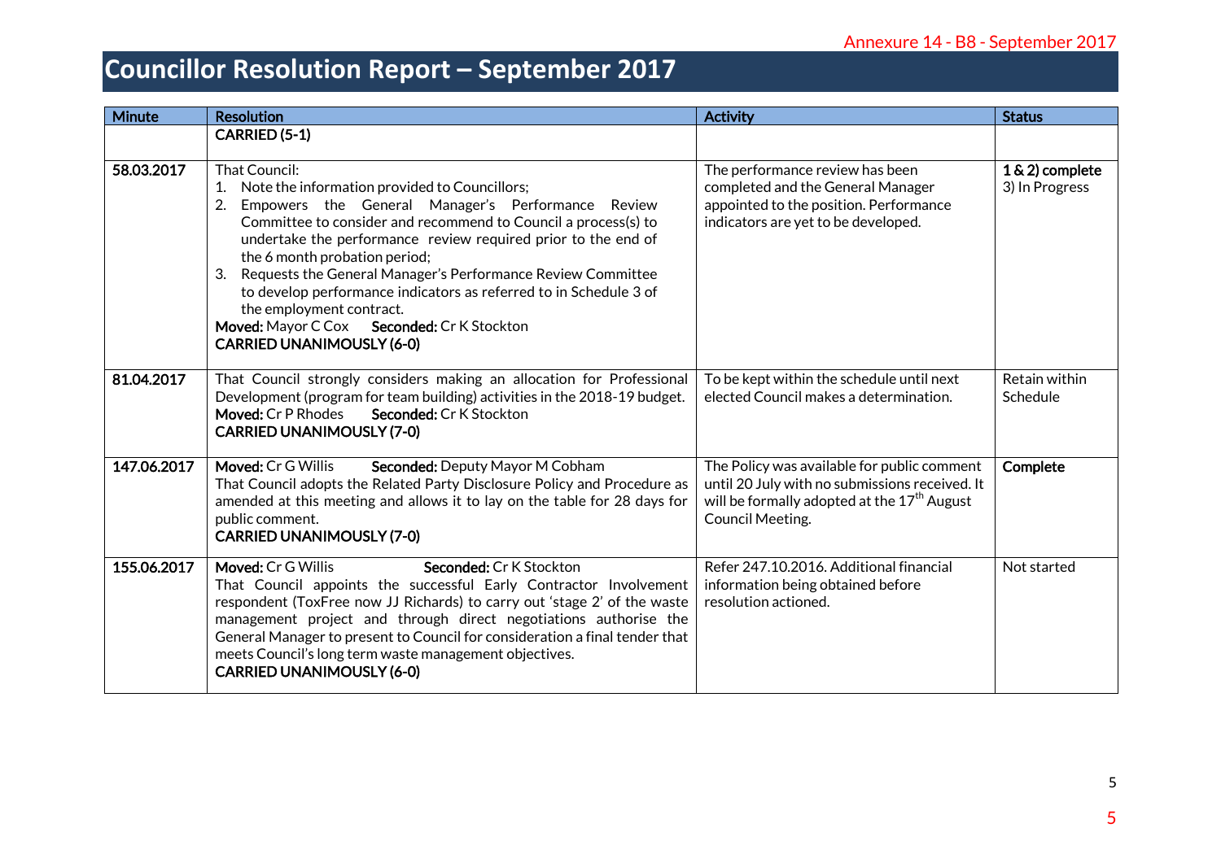Annexure 14 - B8 - September 2017

# Councillor Resolution Report – September 2017

| Minute | Resolution | Activity | Status |
|---|---|---|---|
| | **CARRIED (5-1)** | | |
| 58.03.2017 | That Council:<br>1. Note the information provided to Councillors;<br>2. Empowers the General Manager's Performance Review Committee to consider and recommend to Council a process(s) to undertake the performance review required prior to the end of the 6 month probation period;<br>3. Requests the General Manager's Performance Review Committee to develop performance indicators as referred to in Schedule 3 of the employment contract.<br>**Moved:** Mayor C Cox **Seconded:** Cr K Stockton<br>**CARRIED UNANIMOUSLY (6-0)** | The performance review has been completed and the General Manager appointed to the position. Performance indicators are yet to be developed. | **1 & 2) complete**<br>3) In Progress |
| 81.04.2017 | That Council strongly considers making an allocation for Professional Development (program for team building) activities in the 2018-19 budget.<br>**Moved:** Cr P Rhodes **Seconded:** Cr K Stockton<br>**CARRIED UNANIMOUSLY (7-0)** | To be kept within the schedule until next elected Council makes a determination. | Retain within Schedule |
| 147.06.2017 | **Moved:** Cr G Willis **Seconded:** Deputy Mayor M Cobham<br>That Council adopts the Related Party Disclosure Policy and Procedure as amended at this meeting and allows it to lay on the table for 28 days for public comment.<br>**CARRIED UNANIMOUSLY (7-0)** | The Policy was available for public comment until 20 July with no submissions received. It will be formally adopted at the 17th August Council Meeting. | **Complete** |
| 155.06.2017 | **Moved:** Cr G Willis **Seconded:** Cr K Stockton<br>That Council appoints the successful Early Contractor Involvement respondent (ToxFree now JJ Richards) to carry out 'stage 2' of the waste management project and through direct negotiations authorise the General Manager to present to Council for consideration a final tender that meets Council's long term waste management objectives.<br>**CARRIED UNANIMOUSLY (6-0)** | Refer 247.10.2016. Additional financial information being obtained before resolution actioned. | Not started |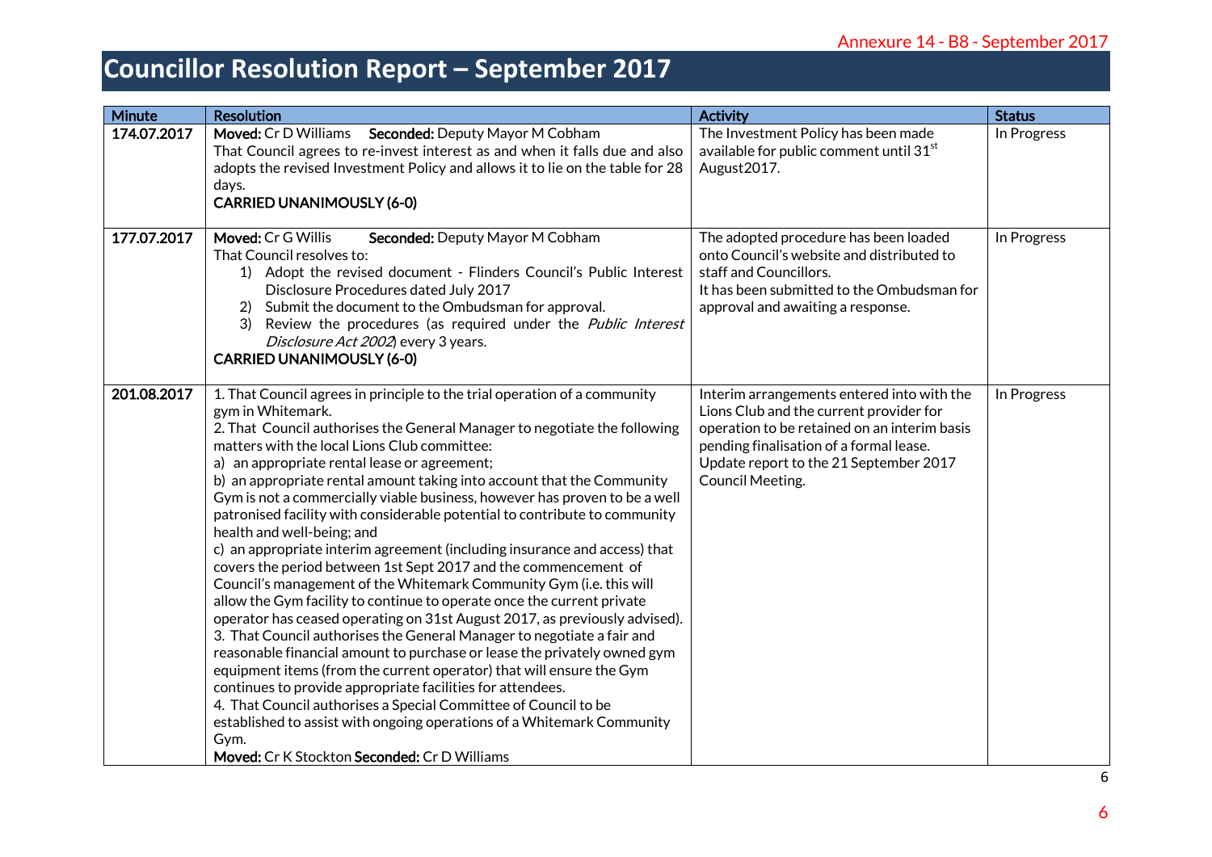Annexure 14 - B8 - September 2017

# Councillor Resolution Report – September 2017

| Minute | Resolution | Activity | Status |
|---|---|---|---|
| 174.07.2017 | **Moved:** Cr D Williams **Seconded:** Deputy Mayor M Cobham<br>That Council agrees to re-invest interest as and when it falls due and also adopts the revised Investment Policy and allows it to lie on the table for 28 days.<br>**CARRIED UNANIMOUSLY (6-0)** | The Investment Policy has been made available for public comment until 31st August2017. | In Progress |
| 177.07.2017 | **Moved:** Cr G Willis **Seconded:** Deputy Mayor M Cobham<br>That Council resolves to:<br>1) Adopt the revised document - Flinders Council's Public Interest Disclosure Procedures dated July 2017<br>2) Submit the document to the Ombudsman for approval.<br>3) Review the procedures (as required under the *Public Interest Disclosure Act 2002*) every 3 years.<br>**CARRIED UNANIMOUSLY (6-0)** | The adopted procedure has been loaded onto Council's website and distributed to staff and Councillors.<br>It has been submitted to the Ombudsman for approval and awaiting a response. | In Progress |
| 201.08.2017 | 1. That Council agrees in principle to the trial operation of a community gym in Whitemark.<br>2. That Council authorises the General Manager to negotiate the following matters with the local Lions Club committee:<br>a) an appropriate rental lease or agreement;<br>b) an appropriate rental amount taking into account that the Community Gym is not a commercially viable business, however has proven to be a well patronised facility with considerable potential to contribute to community health and well-being; and<br>c) an appropriate interim agreement (including insurance and access) that covers the period between 1st Sept 2017 and the commencement of Council's management of the Whitemark Community Gym (i.e. this will allow the Gym facility to continue to operate once the current private operator has ceased operating on 31st August 2017, as previously advised).<br>3. That Council authorises the General Manager to negotiate a fair and reasonable financial amount to purchase or lease the privately owned gym equipment items (from the current operator) that will ensure the Gym continues to provide appropriate facilities for attendees.<br>4. That Council authorises a Special Committee of Council to be established to assist with ongoing operations of a Whitemark Community Gym.<br>**Moved:** Cr K Stockton **Seconded:** Cr D Williams | Interim arrangements entered into with the Lions Club and the current provider for operation to be retained on an interim basis pending finalisation of a formal lease.<br>Update report to the 21 September 2017 Council Meeting. | In Progress |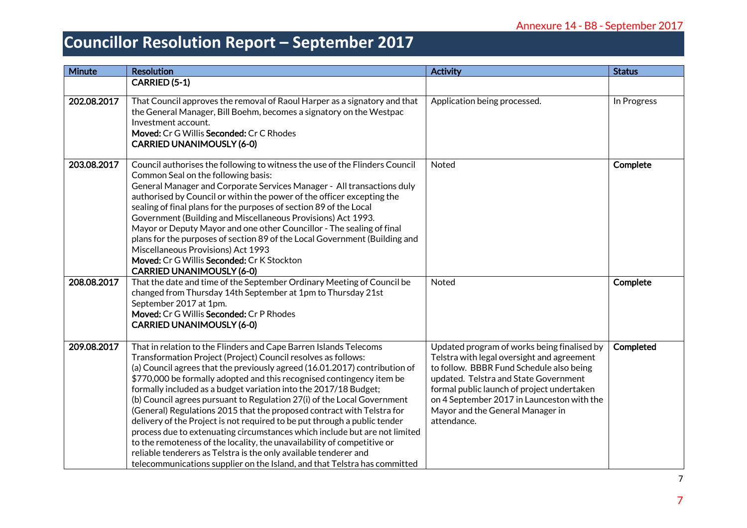# Councillor Resolution Report – September 2017

| Minute | Resolution | Activity | Status |
|---|---|---|---|
| | **CARRIED (5-1)** | | |
| 202.08.2017 | That Council approves the removal of Raoul Harper as a signatory and that the General Manager, Bill Boehm, becomes a signatory on the Westpac Investment account.<br>**Moved:** Cr G Willis **Seconded:** Cr C Rhodes<br>**CARRIED UNANIMOUSLY (6-0)** | Application being processed. | In Progress |
| 203.08.2017 | Council authorises the following to witness the use of the Flinders Council Common Seal on the following basis:<br>General Manager and Corporate Services Manager - All transactions duly authorised by Council or within the power of the officer excepting the sealing of final plans for the purposes of section 89 of the Local Government (Building and Miscellaneous Provisions) Act 1993.<br>Mayor or Deputy Mayor and one other Councillor - The sealing of final plans for the purposes of section 89 of the Local Government (Building and Miscellaneous Provisions) Act 1993<br>**Moved:** Cr G Willis **Seconded:** Cr K Stockton<br>**CARRIED UNANIMOUSLY (6-0)** | Noted | **Complete** |
| 208.08.2017 | That the date and time of the September Ordinary Meeting of Council be changed from Thursday 14th September at 1pm to Thursday 21st September 2017 at 1pm.<br>**Moved:** Cr G Willis **Seconded:** Cr P Rhodes<br>**CARRIED UNANIMOUSLY (6-0)** | Noted | **Complete** |
| 209.08.2017 | That in relation to the Flinders and Cape Barren Islands Telecoms Transformation Project (Project) Council resolves as follows:<br>(a) Council agrees that the previously agreed (16.01.2017) contribution of $770,000 be formally adopted and this recognised contingency item be formally included as a budget variation into the 2017/18 Budget;<br>(b) Council agrees pursuant to Regulation 27(i) of the Local Government (General) Regulations 2015 that the proposed contract with Telstra for delivery of the Project is not required to be put through a public tender process due to extenuating circumstances which include but are not limited to the remoteness of the locality, the unavailability of competitive or reliable tenderers as Telstra is the only available tenderer and telecommunications supplier on the Island, and that Telstra has committed | Updated program of works being finalised by Telstra with legal oversight and agreement to follow. BBBR Fund Schedule also being updated. Telstra and State Government formal public launch of project undertaken on 4 September 2017 in Launceston with the Mayor and the General Manager in attendance. | **Completed** |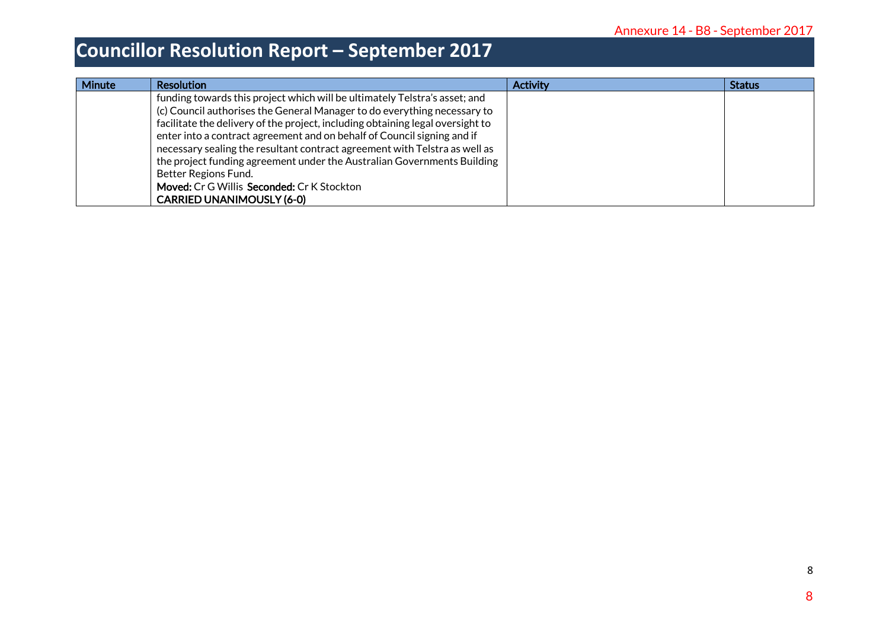# Councillor Resolution Report – September 2017

| Minute | Resolution | Activity | Status |
|---|---|---|---|
| | funding towards this project which will be ultimately Telstra's asset; and<br>(c) Council authorises the General Manager to do everything necessary to facilitate the delivery of the project, including obtaining legal oversight to enter into a contract agreement and on behalf of Council signing and if necessary sealing the resultant contract agreement with Telstra as well as the project funding agreement under the Australian Governments Building Better Regions Fund.<br>**Moved:** Cr G Willis **Seconded:** Cr K Stockton<br>**CARRIED UNANIMOUSLY (6-0)** | | |